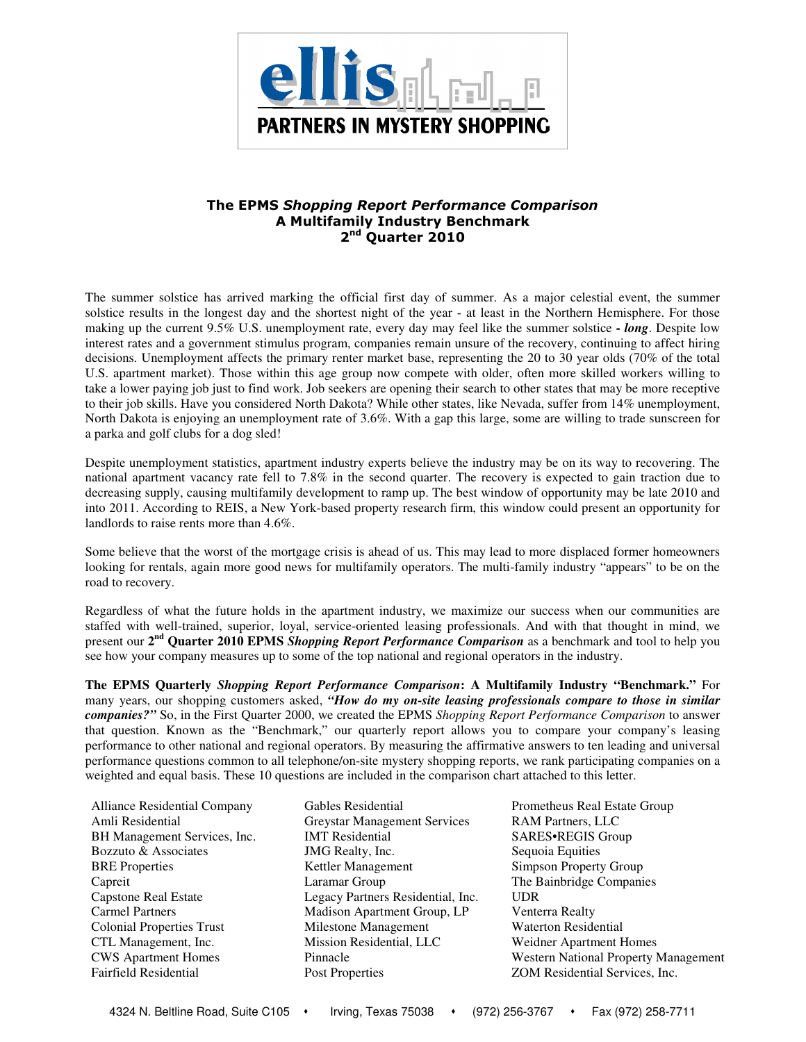**ellis**

**PARTNERS IN MYSTERY SHOPPING**

## The EPMS *Shopping Report Performance Comparison*
## A Multifamily Industry Benchmark
## 2nd Quarter 2010

The summer solstice has arrived marking the official first day of summer. As a major celestial event, the summer solstice results in the longest day and the shortest night of the year - at least in the Northern Hemisphere. For those making up the current 9.5% U.S. unemployment rate, every day may feel like the summer solstice **-** ***long***. Despite low interest rates and a government stimulus program, companies remain unsure of the recovery, continuing to affect hiring decisions. Unemployment affects the primary renter market base, representing the 20 to 30 year olds (70% of the total U.S. apartment market). Those within this age group now compete with older, often more skilled workers willing to take a lower paying job just to find work. Job seekers are opening their search to other states that may be more receptive to their job skills. Have you considered North Dakota? While other states, like Nevada, suffer from 14% unemployment, North Dakota is enjoying an unemployment rate of 3.6%. With a gap this large, some are willing to trade sunscreen for a parka and golf clubs for a dog sled!

Despite unemployment statistics, apartment industry experts believe the industry may be on its way to recovering. The national apartment vacancy rate fell to 7.8% in the second quarter. The recovery is expected to gain traction due to decreasing supply, causing multifamily development to ramp up. The best window of opportunity may be late 2010 and into 2011. According to REIS, a New York-based property research firm, this window could present an opportunity for landlords to raise rents more than 4.6%.

Some believe that the worst of the mortgage crisis is ahead of us. This may lead to more displaced former homeowners looking for rentals, again more good news for multifamily operators. The multi-family industry "appears" to be on the road to recovery.

Regardless of what the future holds in the apartment industry, we maximize our success when our communities are staffed with well-trained, superior, loyal, service-oriented leasing professionals. And with that thought in mind, we present our **2nd Quarter 2010 EPMS** ***Shopping Report Performance Comparison*** as a benchmark and tool to help you see how your company measures up to some of the top national and regional operators in the industry.

**The EPMS Quarterly** ***Shopping Report Performance Comparison*****: A Multifamily Industry "Benchmark."** For many years, our shopping customers asked, ***"How do my on-site leasing professionals compare to those in similar companies?"*** So, in the First Quarter 2000, we created the EPMS *Shopping Report Performance Comparison* to answer that question. Known as the "Benchmark," our quarterly report allows you to compare your company's leasing performance to other national and regional operators. By measuring the affirmative answers to ten leading and universal performance questions common to all telephone/on-site mystery shopping reports, we rank participating companies on a weighted and equal basis. These 10 questions are included in the comparison chart attached to this letter.

- Alliance Residential Company
- Amli Residential
- BH Management Services, Inc.
- Bozzuto & Associates
- BRE Properties
- Capreit
- Capstone Real Estate
- Carmel Partners
- Colonial Properties Trust
- CTL Management, Inc.
- CWS Apartment Homes
- Fairfield Residential
- Gables Residential
- Greystar Management Services
- IMT Residential
- JMG Realty, Inc.
- Kettler Management
- Laramar Group
- Legacy Partners Residential, Inc.
- Madison Apartment Group, LP
- Milestone Management
- Mission Residential, LLC
- Pinnacle
- Post Properties
- Prometheus Real Estate Group
- RAM Partners, LLC
- SARES•REGIS Group
- Sequoia Equities
- Simpson Property Group
- The Bainbridge Companies
- UDR
- Venterra Realty
- Waterton Residential
- Weidner Apartment Homes
- Western National Property Management
- ZOM Residential Services, Inc.

4324 N. Beltline Road, Suite C105 • Irving, Texas 75038 • (972) 256-3767 • Fax (972) 258-7711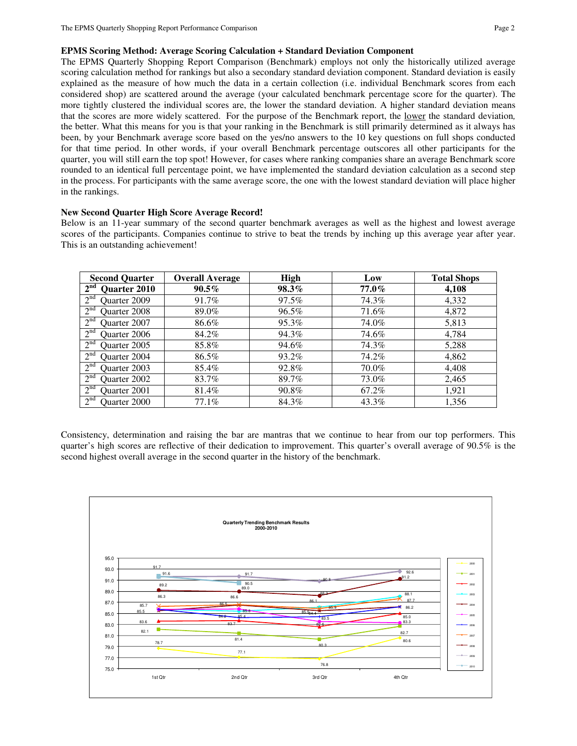## EPMS Scoring Method: Average Scoring Calculation + Standard Deviation Component

The EPMS Quarterly Shopping Report Comparison (Benchmark) employs not only the historically utilized average scoring calculation method for rankings but also a secondary standard deviation component. Standard deviation is easily explained as the measure of how much the data in a certain collection (i.e. individual Benchmark scores from each considered shop) are scattered around the average (your calculated benchmark percentage score for the quarter). The more tightly clustered the individual scores are, the lower the standard deviation. A higher standard deviation means that the scores are more widely scattered. For the purpose of the Benchmark report, the lower the standard deviation, the better. What this means for you is that your ranking in the Benchmark is still primarily determined as it always has been, by your Benchmark average score based on the yes/no answers to the 10 key questions on full shops conducted for that time period. In other words, if your overall Benchmark percentage outscores all other participants for the quarter, you will still earn the top spot! However, for cases where ranking companies share an average Benchmark score rounded to an identical full percentage point, we have implemented the standard deviation calculation as a second step in the process. For participants with the same average score, the one with the lowest standard deviation will place higher in the rankings.

## New Second Quarter High Score Average Record!

Below is an 11-year summary of the second quarter benchmark averages as well as the highest and lowest average scores of the participants. Companies continue to strive to beat the trends by inching up this average year after year. This is an outstanding achievement!

| Second Quarter | Overall Average | High | Low | Total Shops |
|---|---|---|---|---|
| **2nd Quarter 2010** | **90.5%** | **98.3%** | **77.0%** | **4,108** |
| 2nd Quarter 2009 | 91.7% | 97.5% | 74.3% | 4,332 |
| 2nd Quarter 2008 | 89.0% | 96.5% | 71.6% | 4,872 |
| 2nd Quarter 2007 | 86.6% | 95.3% | 74.0% | 5,813 |
| 2nd Quarter 2006 | 84.2% | 94.3% | 74.6% | 4,784 |
| 2nd Quarter 2005 | 85.8% | 94.6% | 74.3% | 5,288 |
| 2nd Quarter 2004 | 86.5% | 93.2% | 74.2% | 4,862 |
| 2nd Quarter 2003 | 85.4% | 92.8% | 70.0% | 4,408 |
| 2nd Quarter 2002 | 83.7% | 89.7% | 73.0% | 2,465 |
| 2nd Quarter 2001 | 81.4% | 90.8% | 67.2% | 1,921 |
| 2nd Quarter 2000 | 77.1% | 84.3% | 43.3% | 1,356 |

Consistency, determination and raising the bar are mantras that we continue to hear from our top performers. This quarter's high scores are reflective of their dedication to improvement. This quarter's overall average of 90.5% is the second highest overall average in the second quarter in the history of the benchmark.

**Quarterly Trending Benchmark Results 2000-2010**

| Year | 1st Qtr | 2nd Qtr | 3rd Qtr | 4th Qtr |
|---|---|---|---|---|
| 2000 | 78.7 | 77.1 | 76.8 | 80.6 |
| 2001 | 82.1 | 81.4 | 80.3 | 82.7 |
| 2002 | 83.6 | 83.7 | 82.6 | 85.0 |
| 2003 | 85.5 | 85.4 | 86.1 | 88.1 |
| 2004 | 85.7 | 86.5 | 85.5 | 86.2 |
| 2005 | 85.7 | 85.8 | 83.5 | 83.3 |
| 2006 | 85.5 | 84.2 | 84.4 | 86.2 |
| 2007 | 86.3 | 86.6 | 85.9 | 87.7 |
| 2008 | 89.2 | 89.0 | 88.3 | 91.2 |
| 2009 | 91.6 | 91.7 | 90.8 | 92.6 |
| 2010 | 91.7 | 90.5 | | |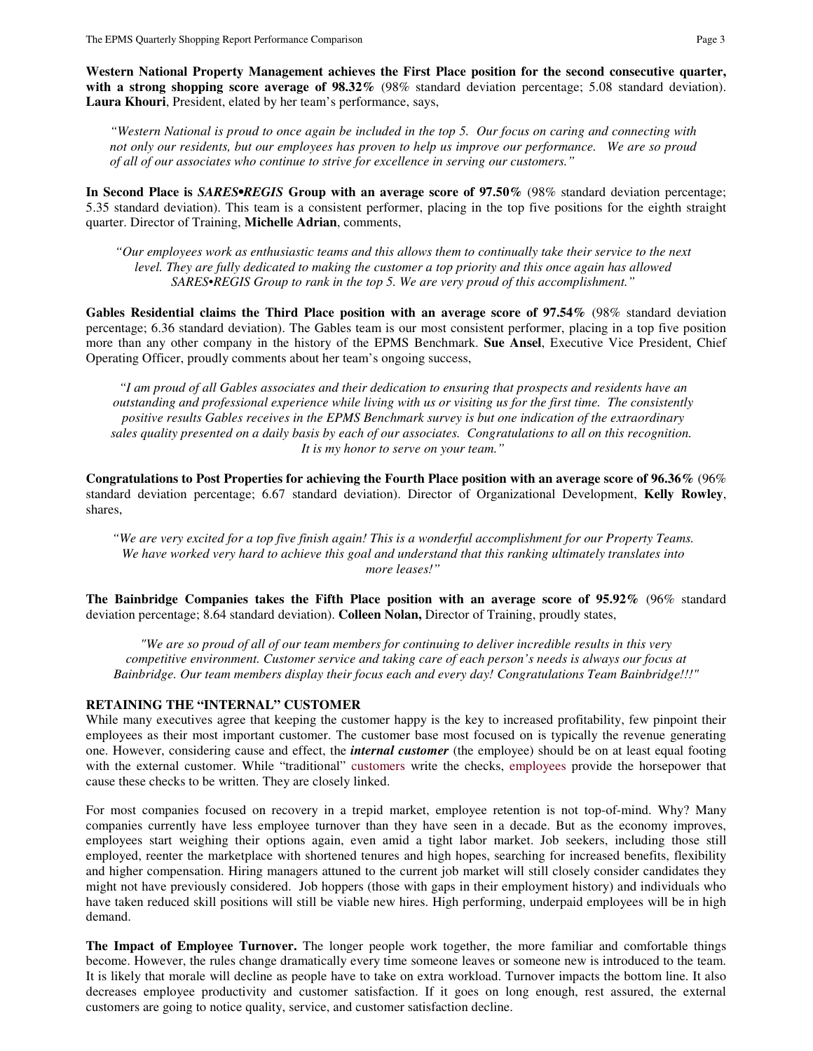**Western National Property Management achieves the First Place position for the second consecutive quarter, with a strong shopping score average of 98.32%** (98% standard deviation percentage; 5.08 standard deviation). **Laura Khouri**, President, elated by her team's performance, says,

*"Western National is proud to once again be included in the top 5. Our focus on caring and connecting with not only our residents, but our employees has proven to help us improve our performance. We are so proud of all of our associates who continue to strive for excellence in serving our customers."*

**In Second Place is *SARES•REGIS* Group with an average score of 97.50%** (98% standard deviation percentage; 5.35 standard deviation). This team is a consistent performer, placing in the top five positions for the eighth straight quarter. Director of Training, **Michelle Adrian**, comments,

*"Our employees work as enthusiastic teams and this allows them to continually take their service to the next level. They are fully dedicated to making the customer a top priority and this once again has allowed SARES•REGIS Group to rank in the top 5. We are very proud of this accomplishment."*

**Gables Residential claims the Third Place position with an average score of 97.54%** (98% standard deviation percentage; 6.36 standard deviation). The Gables team is our most consistent performer, placing in a top five position more than any other company in the history of the EPMS Benchmark. **Sue Ansel**, Executive Vice President, Chief Operating Officer, proudly comments about her team's ongoing success,

*"I am proud of all Gables associates and their dedication to ensuring that prospects and residents have an outstanding and professional experience while living with us or visiting us for the first time. The consistently positive results Gables receives in the EPMS Benchmark survey is but one indication of the extraordinary sales quality presented on a daily basis by each of our associates. Congratulations to all on this recognition. It is my honor to serve on your team."*

**Congratulations to Post Properties for achieving the Fourth Place position with an average score of 96.36%** (96% standard deviation percentage; 6.67 standard deviation). Director of Organizational Development, **Kelly Rowley**, shares,

*"We are very excited for a top five finish again! This is a wonderful accomplishment for our Property Teams. We have worked very hard to achieve this goal and understand that this ranking ultimately translates into more leases!"*

**The Bainbridge Companies takes the Fifth Place position with an average score of 95.92%** (96% standard deviation percentage; 8.64 standard deviation). **Colleen Nolan,** Director of Training, proudly states,

*"We are so proud of all of our team members for continuing to deliver incredible results in this very competitive environment. Customer service and taking care of each person's needs is always our focus at Bainbridge. Our team members display their focus each and every day! Congratulations Team Bainbridge!!!"*

## RETAINING THE "INTERNAL" CUSTOMER

While many executives agree that keeping the customer happy is the key to increased profitability, few pinpoint their employees as their most important customer. The customer base most focused on is typically the revenue generating one. However, considering cause and effect, the ***internal customer*** (the employee) should be on at least equal footing with the external customer. While "traditional" customers write the checks, employees provide the horsepower that cause these checks to be written. They are closely linked.

For most companies focused on recovery in a trepid market, employee retention is not top-of-mind. Why? Many companies currently have less employee turnover than they have seen in a decade. But as the economy improves, employees start weighing their options again, even amid a tight labor market. Job seekers, including those still employed, reenter the marketplace with shortened tenures and high hopes, searching for increased benefits, flexibility and higher compensation. Hiring managers attuned to the current job market will still closely consider candidates they might not have previously considered. Job hoppers (those with gaps in their employment history) and individuals who have taken reduced skill positions will still be viable new hires. High performing, underpaid employees will be in high demand.

**The Impact of Employee Turnover.** The longer people work together, the more familiar and comfortable things become. However, the rules change dramatically every time someone leaves or someone new is introduced to the team. It is likely that morale will decline as people have to take on extra workload. Turnover impacts the bottom line. It also decreases employee productivity and customer satisfaction. If it goes on long enough, rest assured, the external customers are going to notice quality, service, and customer satisfaction decline.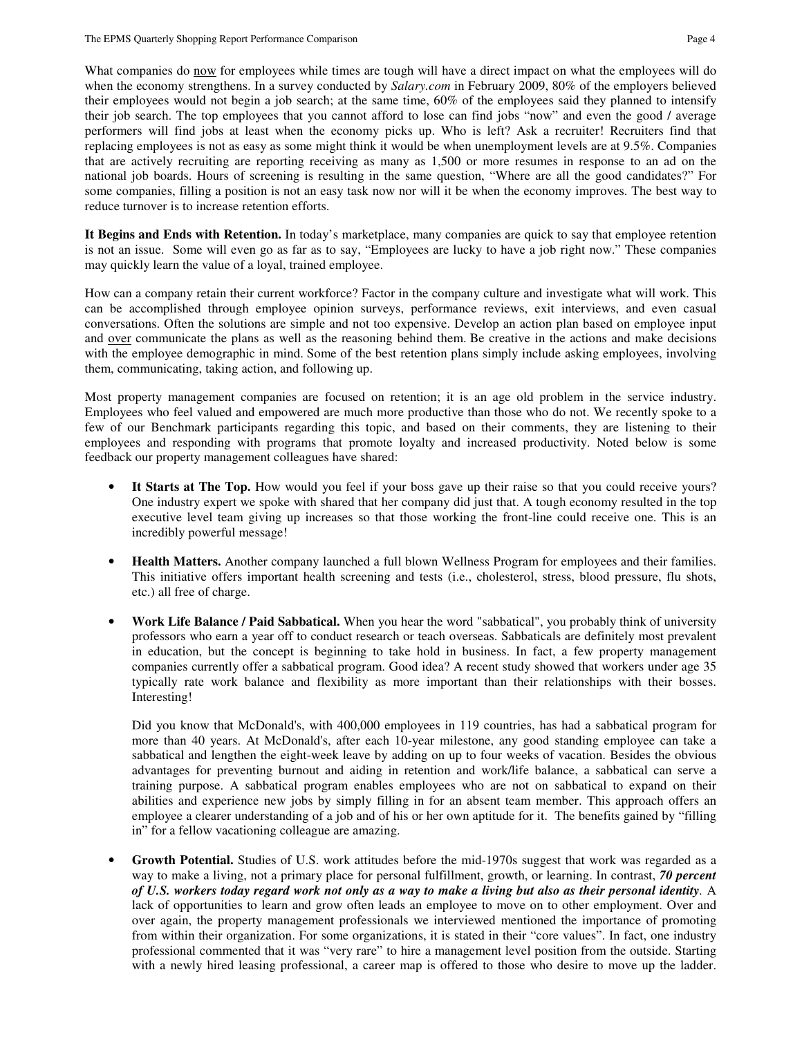What companies do <u>now</u> for employees while times are tough will have a direct impact on what the employees will do when the economy strengthens. In a survey conducted by *Salary.com* in February 2009, 80% of the employers believed their employees would not begin a job search; at the same time, 60% of the employees said they planned to intensify their job search. The top employees that you cannot afford to lose can find jobs "now" and even the good / average performers will find jobs at least when the economy picks up. Who is left? Ask a recruiter! Recruiters find that replacing employees is not as easy as some might think it would be when unemployment levels are at 9.5%. Companies that are actively recruiting are reporting receiving as many as 1,500 or more resumes in response to an ad on the national job boards. Hours of screening is resulting in the same question, "Where are all the good candidates?" For some companies, filling a position is not an easy task now nor will it be when the economy improves. The best way to reduce turnover is to increase retention efforts.

**It Begins and Ends with Retention.** In today's marketplace, many companies are quick to say that employee retention is not an issue. Some will even go as far as to say, "Employees are lucky to have a job right now." These companies may quickly learn the value of a loyal, trained employee.

How can a company retain their current workforce? Factor in the company culture and investigate what will work. This can be accomplished through employee opinion surveys, performance reviews, exit interviews, and even casual conversations. Often the solutions are simple and not too expensive. Develop an action plan based on employee input and <u>over</u> communicate the plans as well as the reasoning behind them. Be creative in the actions and make decisions with the employee demographic in mind. Some of the best retention plans simply include asking employees, involving them, communicating, taking action, and following up.

Most property management companies are focused on retention; it is an age old problem in the service industry. Employees who feel valued and empowered are much more productive than those who do not. We recently spoke to a few of our Benchmark participants regarding this topic, and based on their comments, they are listening to their employees and responding with programs that promote loyalty and increased productivity. Noted below is some feedback our property management colleagues have shared:

- **It Starts at The Top.** How would you feel if your boss gave up their raise so that you could receive yours? One industry expert we spoke with shared that her company did just that. A tough economy resulted in the top executive level team giving up increases so that those working the front-line could receive one. This is an incredibly powerful message!

- **Health Matters.** Another company launched a full blown Wellness Program for employees and their families. This initiative offers important health screening and tests (i.e., cholesterol, stress, blood pressure, flu shots, etc.) all free of charge.

- **Work Life Balance / Paid Sabbatical.** When you hear the word "sabbatical", you probably think of university professors who earn a year off to conduct research or teach overseas. Sabbaticals are definitely most prevalent in education, but the concept is beginning to take hold in business. In fact, a few property management companies currently offer a sabbatical program. Good idea? A recent study showed that workers under age 35 typically rate work balance and flexibility as more important than their relationships with their bosses. Interesting!

  Did you know that McDonald's, with 400,000 employees in 119 countries, has had a sabbatical program for more than 40 years. At McDonald's, after each 10-year milestone, any good standing employee can take a sabbatical and lengthen the eight-week leave by adding on up to four weeks of vacation. Besides the obvious advantages for preventing burnout and aiding in retention and work/life balance, a sabbatical can serve a training purpose. A sabbatical program enables employees who are not on sabbatical to expand on their abilities and experience new jobs by simply filling in for an absent team member. This approach offers an employee a clearer understanding of a job and of his or her own aptitude for it. The benefits gained by "filling in" for a fellow vacationing colleague are amazing.

- **Growth Potential.** Studies of U.S. work attitudes before the mid-1970s suggest that work was regarded as a way to make a living, not a primary place for personal fulfillment, growth, or learning. In contrast, ***70 percent of U.S. workers today regard work not only as a way to make a living but also as their personal identity***. A lack of opportunities to learn and grow often leads an employee to move on to other employment. Over and over again, the property management professionals we interviewed mentioned the importance of promoting from within their organization. For some organizations, it is stated in their "core values". In fact, one industry professional commented that it was "very rare" to hire a management level position from the outside. Starting with a newly hired leasing professional, a career map is offered to those who desire to move up the ladder.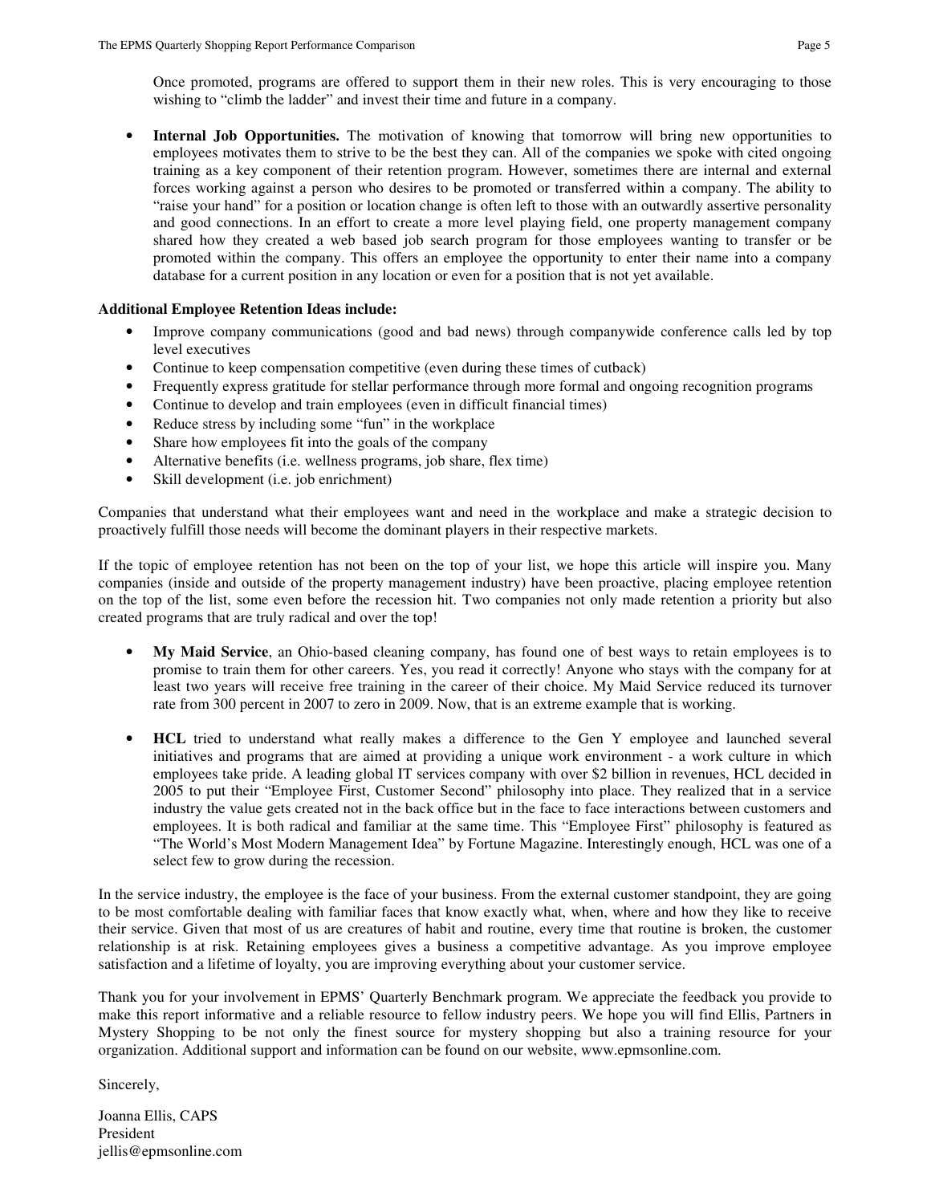Once promoted, programs are offered to support them in their new roles. This is very encouraging to those wishing to "climb the ladder" and invest their time and future in a company.

- **Internal Job Opportunities.** The motivation of knowing that tomorrow will bring new opportunities to employees motivates them to strive to be the best they can. All of the companies we spoke with cited ongoing training as a key component of their retention program. However, sometimes there are internal and external forces working against a person who desires to be promoted or transferred within a company. The ability to "raise your hand" for a position or location change is often left to those with an outwardly assertive personality and good connections. In an effort to create a more level playing field, one property management company shared how they created a web based job search program for those employees wanting to transfer or be promoted within the company. This offers an employee the opportunity to enter their name into a company database for a current position in any location or even for a position that is not yet available.

**Additional Employee Retention Ideas include:**

- Improve company communications (good and bad news) through companywide conference calls led by top level executives
- Continue to keep compensation competitive (even during these times of cutback)
- Frequently express gratitude for stellar performance through more formal and ongoing recognition programs
- Continue to develop and train employees (even in difficult financial times)
- Reduce stress by including some "fun" in the workplace
- Share how employees fit into the goals of the company
- Alternative benefits (i.e. wellness programs, job share, flex time)
- Skill development (i.e. job enrichment)

Companies that understand what their employees want and need in the workplace and make a strategic decision to proactively fulfill those needs will become the dominant players in their respective markets.

If the topic of employee retention has not been on the top of your list, we hope this article will inspire you. Many companies (inside and outside of the property management industry) have been proactive, placing employee retention on the top of the list, some even before the recession hit. Two companies not only made retention a priority but also created programs that are truly radical and over the top!

- **My Maid Service**, an Ohio-based cleaning company, has found one of best ways to retain employees is to promise to train them for other careers. Yes, you read it correctly! Anyone who stays with the company for at least two years will receive free training in the career of their choice. My Maid Service reduced its turnover rate from 300 percent in 2007 to zero in 2009. Now, that is an extreme example that is working.

- **HCL** tried to understand what really makes a difference to the Gen Y employee and launched several initiatives and programs that are aimed at providing a unique work environment - a work culture in which employees take pride. A leading global IT services company with over $2 billion in revenues, HCL decided in 2005 to put their "Employee First, Customer Second" philosophy into place. They realized that in a service industry the value gets created not in the back office but in the face to face interactions between customers and employees. It is both radical and familiar at the same time. This "Employee First" philosophy is featured as "The World's Most Modern Management Idea" by Fortune Magazine. Interestingly enough, HCL was one of a select few to grow during the recession.

In the service industry, the employee is the face of your business. From the external customer standpoint, they are going to be most comfortable dealing with familiar faces that know exactly what, when, where and how they like to receive their service. Given that most of us are creatures of habit and routine, every time that routine is broken, the customer relationship is at risk. Retaining employees gives a business a competitive advantage. As you improve employee satisfaction and a lifetime of loyalty, you are improving everything about your customer service.

Thank you for your involvement in EPMS' Quarterly Benchmark program. We appreciate the feedback you provide to make this report informative and a reliable resource to fellow industry peers. We hope you will find Ellis, Partners in Mystery Shopping to be not only the finest source for mystery shopping but also a training resource for your organization. Additional support and information can be found on our website, www.epmsonline.com.

Sincerely,

Joanna Ellis, CAPS
President
jellis@epmsonline.com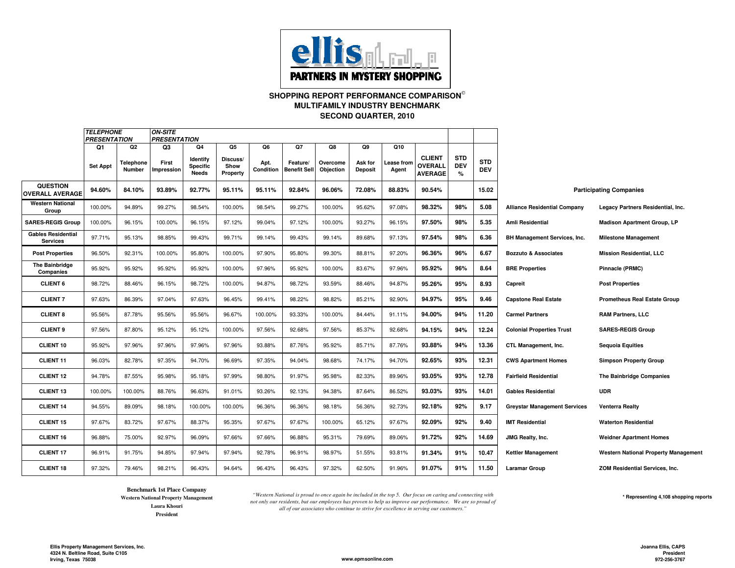**ellis PARTNERS IN MYSTERY SHOPPING**

## SHOPPING REPORT PERFORMANCE COMPARISON©
## MULTIFAMILY INDUSTRY BENCHMARK
## SECOND QUARTER, 2010

| | TELEPHONE PRESENTATION | | ON-SITE PRESENTATION | | | | | | | | | | |
|---|---|---|---|---|---|---|---|---|---|---|---|---|---|
| | Q1 | Q2 | Q3 | Q4 | Q5 | Q6 | Q7 | Q8 | Q9 | Q10 | | | |
| | Set Appt | Telephone Number | First Impression | Identify Specific Needs | Discuss/ Show Property | Apt. Condition | Feature/ Benefit Sell | Overcome Objection | Ask for Deposit | Lease from Agent | CLIENT OVERALL AVERAGE | STD DEV % | STD DEV |
| **QUESTION OVERALL AVERAGE** | 94.60% | 84.10% | 93.89% | 92.77% | 95.11% | 95.11% | 92.84% | 96.06% | 72.08% | 88.83% | 90.54% | | 15.02 |
| **Western National Group** | 100.00% | 94.89% | 99.27% | 98.54% | 100.00% | 98.54% | 99.27% | 100.00% | 95.62% | 97.08% | 98.32% | 98% | 5.08 |
| **SARES-REGIS Group** | 100.00% | 96.15% | 100.00% | 96.15% | 97.12% | 99.04% | 97.12% | 100.00% | 93.27% | 96.15% | 97.50% | 98% | 5.35 |
| **Gables Residential Services** | 97.71% | 95.13% | 98.85% | 99.43% | 99.71% | 99.14% | 99.43% | 99.14% | 89.68% | 97.13% | 97.54% | 98% | 6.36 |
| **Post Properties** | 96.50% | 92.31% | 100.00% | 95.80% | 100.00% | 97.90% | 95.80% | 99.30% | 88.81% | 97.20% | 96.36% | 96% | 6.67 |
| **The Bainbridge Companies** | 95.92% | 95.92% | 95.92% | 95.92% | 100.00% | 97.96% | 95.92% | 100.00% | 83.67% | 97.96% | 95.92% | 96% | 8.64 |
| **CLIENT 6** | 98.72% | 88.46% | 96.15% | 98.72% | 100.00% | 94.87% | 98.72% | 93.59% | 88.46% | 94.87% | 95.26% | 95% | 8.93 |
| **CLIENT 7** | 97.63% | 86.39% | 97.04% | 97.63% | 96.45% | 99.41% | 98.22% | 98.82% | 85.21% | 92.90% | 94.97% | 95% | 9.46 |
| **CLIENT 8** | 95.56% | 87.78% | 95.56% | 95.56% | 96.67% | 100.00% | 93.33% | 100.00% | 84.44% | 91.11% | 94.00% | 94% | 11.20 |
| **CLIENT 9** | 97.56% | 87.80% | 95.12% | 95.12% | 100.00% | 97.56% | 92.68% | 97.56% | 85.37% | 92.68% | 94.15% | 94% | 12.24 |
| **CLIENT 10** | 95.92% | 97.96% | 97.96% | 97.96% | 97.96% | 93.88% | 87.76% | 95.92% | 85.71% | 87.76% | 93.88% | 94% | 13.36 |
| **CLIENT 11** | 96.03% | 82.78% | 97.35% | 94.70% | 96.69% | 97.35% | 94.04% | 98.68% | 74.17% | 94.70% | 92.65% | 93% | 12.31 |
| **CLIENT 12** | 94.78% | 87.55% | 95.98% | 95.18% | 97.99% | 98.80% | 91.97% | 95.98% | 82.33% | 89.96% | 93.05% | 93% | 12.78 |
| **CLIENT 13** | 100.00% | 100.00% | 88.76% | 96.63% | 91.01% | 93.26% | 92.13% | 94.38% | 87.64% | 86.52% | 93.03% | 93% | 14.01 |
| **CLIENT 14** | 94.55% | 89.09% | 98.18% | 100.00% | 100.00% | 96.36% | 96.36% | 98.18% | 56.36% | 92.73% | 92.18% | 92% | 9.17 |
| **CLIENT 15** | 97.67% | 83.72% | 97.67% | 88.37% | 95.35% | 97.67% | 97.67% | 100.00% | 65.12% | 97.67% | 92.09% | 92% | 9.40 |
| **CLIENT 16** | 96.88% | 75.00% | 92.97% | 96.09% | 97.66% | 97.66% | 96.88% | 95.31% | 79.69% | 89.06% | 91.72% | 92% | 14.69 |
| **CLIENT 17** | 96.91% | 91.75% | 94.85% | 97.94% | 97.94% | 92.78% | 96.91% | 98.97% | 51.55% | 93.81% | 91.34% | 91% | 10.47 |
| **CLIENT 18** | 97.32% | 79.46% | 98.21% | 96.43% | 94.64% | 96.43% | 96.43% | 97.32% | 62.50% | 91.96% | 91.07% | 91% | 11.50 |

### Participating Companies

| | |
|---|---|
| Alliance Residential Company | Legacy Partners Residential, Inc. |
| Amli Residential | Madison Apartment Group, LP |
| BH Management Services, Inc. | Milestone Management |
| Bozzuto & Associates | Mission Residential, LLC |
| BRE Properties | Pinnacle (PRMC) |
| Capreit | Post Properties |
| Capstone Real Estate | Prometheus Real Estate Group |
| Carmel Partners | RAM Partners, LLC |
| Colonial Properties Trust | SARES•REGIS Group |
| CTL Management, Inc. | Sequoia Equities |
| CWS Apartment Homes | Simpson Property Group |
| Fairfield Residential | The Bainbridge Companies |
| Gables Residential | UDR |
| Greystar Management Services | Venterra Realty |
| IMT Residential | Waterton Residential |
| JMG Realty, Inc. | Weidner Apartment Homes |
| Kettler Management | Western National Property Management |
| Laramar Group | ZOM Residential Services, Inc. |

**Benchmark 1st Place Company**
**Western National Property Management**
**Laura Khouri**
**President**

*"Western National is proud to once again be included in the top 5. Our focus on caring and connecting with not only our residents, but our employees has proven to help us improve our performance. We are so proud of all of our associates who continue to strive for excellence in serving our customers."*

**\* Representing 4,108 shopping reports**

**Ellis Property Management Services, Inc.**
**4324 N. Beltline Road, Suite C105**
**Irving, Texas 75038**

**www.epmsonline.com**

**Joanna Ellis, CAPS**
**President**
**972-256-3767**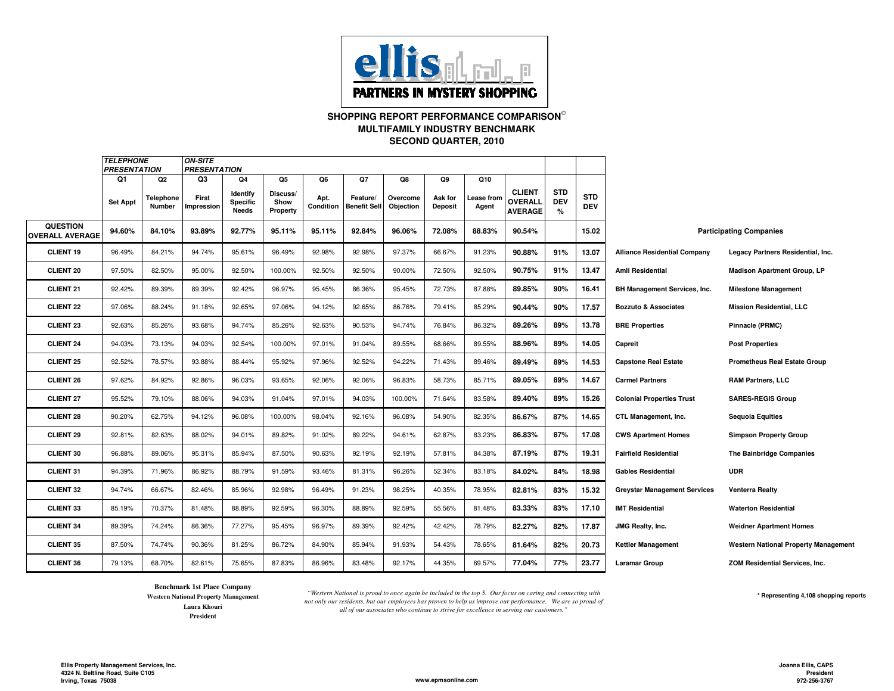**ellis PARTNERS IN MYSTERY SHOPPING**

## SHOPPING REPORT PERFORMANCE COMPARISON©
## MULTIFAMILY INDUSTRY BENCHMARK
## SECOND QUARTER, 2010

| | TELEPHONE PRESENTATION | | ON-SITE PRESENTATION | | | | | | | | | | |
|---|---|---|---|---|---|---|---|---|---|---|---|---|---|
| | Q1 | Q2 | Q3 | Q4 | Q5 | Q6 | Q7 | Q8 | Q9 | Q10 | | | |
| | Set Appt | Telephone Number | First Impression | Identify Specific Needs | Discuss/ Show Property | Apt. Condition | Feature/ Benefit Sell | Overcome Objection | Ask for Deposit | Lease from Agent | CLIENT OVERALL AVERAGE | STD DEV % | STD DEV |
| **QUESTION OVERALL AVERAGE** | **94.60%** | **84.10%** | **93.89%** | **92.77%** | **95.11%** | **95.11%** | **92.84%** | **96.06%** | **72.08%** | **88.83%** | **90.54%** | | **15.02** |
| **CLIENT 19** | 96.49% | 84.21% | 94.74% | 95.61% | 96.49% | 92.98% | 92.98% | 97.37% | 66.67% | 91.23% | **90.88%** | **91%** | **13.07** |
| **CLIENT 20** | 97.50% | 82.50% | 95.00% | 92.50% | 100.00% | 92.50% | 92.50% | 90.00% | 72.50% | 92.50% | **90.75%** | **91%** | **13.47** |
| **CLIENT 21** | 92.42% | 89.39% | 89.39% | 92.42% | 96.97% | 95.45% | 86.36% | 95.45% | 72.73% | 87.88% | **89.85%** | **90%** | **16.41** |
| **CLIENT 22** | 97.06% | 88.24% | 91.18% | 92.65% | 97.06% | 94.12% | 92.65% | 86.76% | 79.41% | 85.29% | **90.44%** | **90%** | **17.57** |
| **CLIENT 23** | 92.63% | 85.26% | 93.68% | 94.74% | 85.26% | 92.63% | 90.53% | 94.74% | 76.84% | 86.32% | **89.26%** | **89%** | **13.78** |
| **CLIENT 24** | 94.03% | 73.13% | 94.03% | 92.54% | 100.00% | 97.01% | 91.04% | 89.55% | 68.66% | 89.55% | **88.96%** | **89%** | **14.05** |
| **CLIENT 25** | 92.52% | 78.57% | 93.88% | 88.44% | 95.92% | 97.96% | 92.52% | 94.22% | 71.43% | 89.46% | **89.49%** | **89%** | **14.53** |
| **CLIENT 26** | 97.62% | 84.92% | 92.86% | 96.03% | 93.65% | 92.06% | 92.06% | 96.83% | 58.73% | 85.71% | **89.05%** | **89%** | **14.67** |
| **CLIENT 27** | 95.52% | 79.10% | 88.06% | 94.03% | 91.04% | 97.01% | 94.03% | 100.00% | 71.64% | 83.58% | **89.40%** | **89%** | **15.26** |
| **CLIENT 28** | 90.20% | 62.75% | 94.12% | 96.08% | 100.00% | 98.04% | 92.16% | 96.08% | 54.90% | 82.35% | **86.67%** | **87%** | **14.65** |
| **CLIENT 29** | 92.81% | 82.63% | 88.02% | 94.01% | 89.82% | 91.02% | 89.22% | 94.61% | 62.87% | 83.23% | **86.83%** | **87%** | **17.08** |
| **CLIENT 30** | 96.88% | 89.06% | 95.31% | 85.94% | 87.50% | 90.63% | 92.19% | 92.19% | 57.81% | 84.38% | **87.19%** | **87%** | **19.31** |
| **CLIENT 31** | 94.39% | 71.96% | 86.92% | 88.79% | 91.59% | 93.46% | 81.31% | 96.26% | 52.34% | 83.18% | **84.02%** | **84%** | **18.98** |
| **CLIENT 32** | 94.74% | 66.67% | 82.46% | 85.96% | 92.98% | 96.49% | 91.23% | 98.25% | 40.35% | 78.95% | **82.81%** | **83%** | **15.32** |
| **CLIENT 33** | 85.19% | 70.37% | 81.48% | 88.89% | 92.59% | 96.30% | 88.89% | 92.59% | 55.56% | 81.48% | **83.33%** | **83%** | **17.10** |
| **CLIENT 34** | 89.39% | 74.24% | 86.36% | 77.27% | 95.45% | 96.97% | 89.39% | 92.42% | 42.42% | 78.79% | **82.27%** | **82%** | **17.87** |
| **CLIENT 35** | 87.50% | 74.74% | 90.36% | 81.25% | 86.72% | 84.90% | 85.94% | 91.93% | 54.43% | 78.65% | **81.64%** | **82%** | **20.73** |
| **CLIENT 36** | 79.13% | 68.70% | 82.61% | 75.65% | 87.83% | 86.96% | 83.48% | 92.17% | 44.35% | 69.57% | **77.04%** | **77%** | **23.77** |

### Participating Companies

| | |
|---|---|
| Alliance Residential Company | Legacy Partners Residential, Inc. |
| Amli Residential | Madison Apartment Group, LP |
| BH Management Services, Inc. | Milestone Management |
| Bozzuto & Associates | Mission Residential, LLC |
| BRE Properties | Pinnacle (PRMC) |
| Capreit | Post Properties |
| Capstone Real Estate | Prometheus Real Estate Group |
| Carmel Partners | RAM Partners, LLC |
| Colonial Properties Trust | SARES•REGIS Group |
| CTL Management, Inc. | Sequoia Equities |
| CWS Apartment Homes | Simpson Property Group |
| Fairfield Residential | The Bainbridge Companies |
| Gables Residential | UDR |
| Greystar Management Services | Venterra Realty |
| IMT Residential | Waterton Residential |
| JMG Realty, Inc. | Weidner Apartment Homes |
| Kettler Management | Western National Property Management |
| Laramar Group | ZOM Residential Services, Inc. |

**Benchmark 1st Place Company**
**Western National Property Management**
**Laura Khouri**
**President**

*"Western National is proud to once again be included in the top 5. Our focus on caring and connecting with not only our residents, but our employees has proven to help us improve our performance. We are so proud of all of our associates who continue to strive for excellence in serving our customers."*

*** Representing 4,108 shopping reports**

**Ellis Property Management Services, Inc.**
**4324 N. Beltline Road, Suite C105**
**Irving, Texas 75038**

**www.epmsonline.com**

**Joanna Ellis, CAPS**
**President**
**972-256-3767**